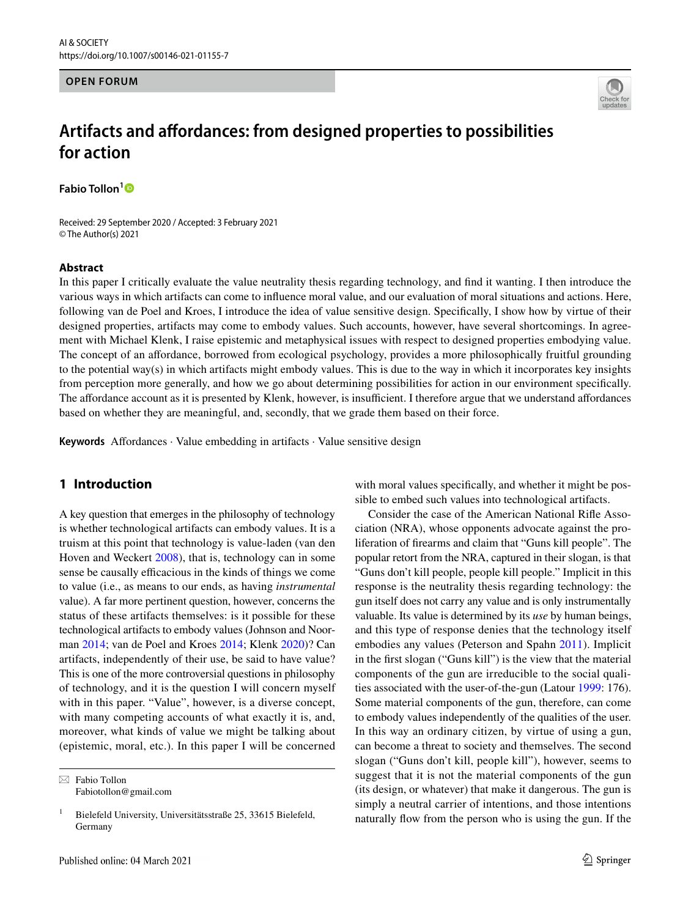AI & SOCIETY
https://doi.org/10.1007/s00146-021-01155-7

**OPEN FORUM**

# Artifacts and affordances: from designed properties to possibilities for action

**Fabio Tollon**[1]

Received: 29 September 2020 / Accepted: 3 February 2021
© The Author(s) 2021

## Abstract

In this paper I critically evaluate the value neutrality thesis regarding technology, and find it wanting. I then introduce the various ways in which artifacts can come to influence moral value, and our evaluation of moral situations and actions. Here, following van de Poel and Kroes, I introduce the idea of value sensitive design. Specifically, I show how by virtue of their designed properties, artifacts may come to embody values. Such accounts, however, have several shortcomings. In agreement with Michael Klenk, I raise epistemic and metaphysical issues with respect to designed properties embodying value. The concept of an affordance, borrowed from ecological psychology, provides a more philosophically fruitful grounding to the potential way(s) in which artifacts might embody values. This is due to the way in which it incorporates key insights from perception more generally, and how we go about determining possibilities for action in our environment specifically. The affordance account as it is presented by Klenk, however, is insufficient. I therefore argue that we understand affordances based on whether they are meaningful, and, secondly, that we grade them based on their force.

**Keywords** Affordances · Value embedding in artifacts · Value sensitive design

## 1 Introduction

A key question that emerges in the philosophy of technology is whether technological artifacts can embody values. It is a truism at this point that technology is value-laden (van den Hoven and Weckert 2008), that is, technology can in some sense be causally efficacious in the kinds of things we come to value (i.e., as means to our ends, as having *instrumental* value). A far more pertinent question, however, concerns the status of these artifacts themselves: is it possible for these technological artifacts to embody values (Johnson and Noorman 2014; van de Poel and Kroes 2014; Klenk 2020)? Can artifacts, independently of their use, be said to have value? This is one of the more controversial questions in philosophy of technology, and it is the question I will concern myself with in this paper. "Value", however, is a diverse concept, with many competing accounts of what exactly it is, and, moreover, what kinds of value we might be talking about (epistemic, moral, etc.). In this paper I will be concerned with moral values specifically, and whether it might be possible to embed such values into technological artifacts.

Consider the case of the American National Rifle Association (NRA), whose opponents advocate against the proliferation of firearms and claim that "Guns kill people". The popular retort from the NRA, captured in their slogan, is that "Guns don't kill people, people kill people." Implicit in this response is the neutrality thesis regarding technology: the gun itself does not carry any value and is only instrumentally valuable. Its value is determined by its *use* by human beings, and this type of response denies that the technology itself embodies any values (Peterson and Spahn 2011). Implicit in the first slogan ("Guns kill") is the view that the material components of the gun are irreducible to the social qualities associated with the user-of-the-gun (Latour 1999: 176). Some material components of the gun, therefore, can come to embody values independently of the qualities of the user. In this way an ordinary citizen, by virtue of using a gun, can become a threat to society and themselves. The second slogan ("Guns don't kill, people kill"), however, seems to suggest that it is not the material components of the gun (its design, or whatever) that make it dangerous. The gun is simply a neutral carrier of intentions, and those intentions naturally flow from the person who is using the gun. If the

---

✉ Fabio Tollon
Fabiotollon@gmail.com

[1] Bielefeld University, Universitätsstraße 25, 33615 Bielefeld, Germany

Published online: 04 March 2021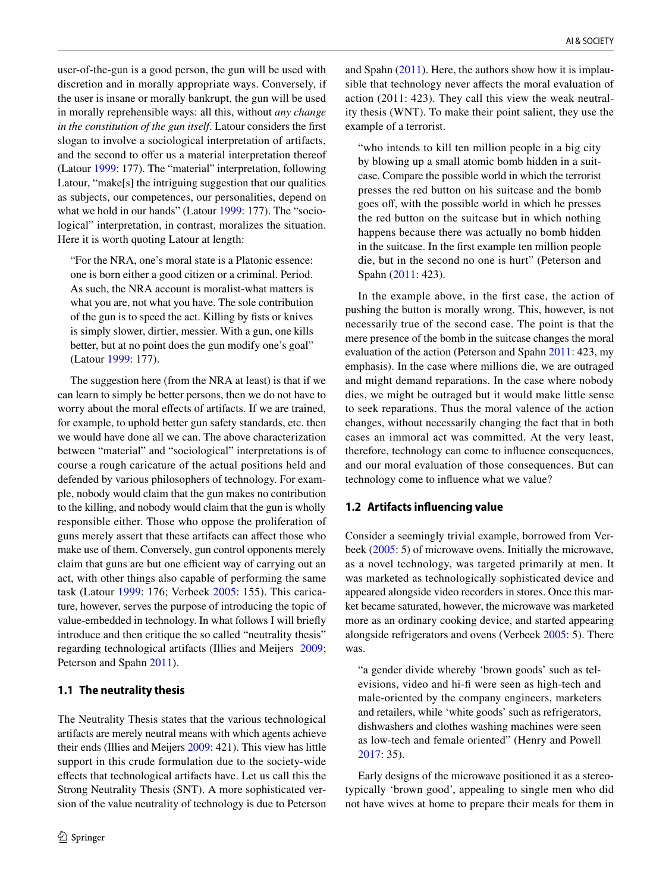user-of-the-gun is a good person, the gun will be used with discretion and in morally appropriate ways. Conversely, if the user is insane or morally bankrupt, the gun will be used in morally reprehensible ways: all this, without *any change in the constitution of the gun itself*. Latour considers the first slogan to involve a sociological interpretation of artifacts, and the second to offer us a material interpretation thereof (Latour 1999: 177). The "material" interpretation, following Latour, "make[s] the intriguing suggestion that our qualities as subjects, our competences, our personalities, depend on what we hold in our hands" (Latour 1999: 177). The "sociological" interpretation, in contrast, moralizes the situation. Here it is worth quoting Latour at length:

> "For the NRA, one's moral state is a Platonic essence: one is born either a good citizen or a criminal. Period. As such, the NRA account is moralist-what matters is what you are, not what you have. The sole contribution of the gun is to speed the act. Killing by fists or knives is simply slower, dirtier, messier. With a gun, one kills better, but at no point does the gun modify one's goal" (Latour 1999: 177).

The suggestion here (from the NRA at least) is that if we can learn to simply be better persons, then we do not have to worry about the moral effects of artifacts. If we are trained, for example, to uphold better gun safety standards, etc. then we would have done all we can. The above characterization between "material" and "sociological" interpretations is of course a rough caricature of the actual positions held and defended by various philosophers of technology. For example, nobody would claim that the gun makes no contribution to the killing, and nobody would claim that the gun is wholly responsible either. Those who oppose the proliferation of guns merely assert that these artifacts can affect those who make use of them. Conversely, gun control opponents merely claim that guns are but one efficient way of carrying out an act, with other things also capable of performing the same task (Latour 1999: 176; Verbeek 2005: 155). This caricature, however, serves the purpose of introducing the topic of value-embedded in technology. In what follows I will briefly introduce and then critique the so called "neutrality thesis" regarding technological artifacts (Illies and Meijers 2009; Peterson and Spahn 2011).

### 1.1 The neutrality thesis

The Neutrality Thesis states that the various technological artifacts are merely neutral means with which agents achieve their ends (Illies and Meijers 2009: 421). This view has little support in this crude formulation due to the society-wide effects that technological artifacts have. Let us call this the Strong Neutrality Thesis (SNT). A more sophisticated version of the value neutrality of technology is due to Peterson and Spahn (2011). Here, the authors show how it is implausible that technology never affects the moral evaluation of action (2011: 423). They call this view the weak neutrality thesis (WNT). To make their point salient, they use the example of a terrorist.

> "who intends to kill ten million people in a big city by blowing up a small atomic bomb hidden in a suitcase. Compare the possible world in which the terrorist presses the red button on his suitcase and the bomb goes off, with the possible world in which he presses the red button on the suitcase but in which nothing happens because there was actually no bomb hidden in the suitcase. In the first example ten million people die, but in the second no one is hurt" (Peterson and Spahn 2011: 423).

In the example above, in the first case, the action of pushing the button is morally wrong. This, however, is not necessarily true of the second case. The point is that the mere presence of the bomb in the suitcase changes the moral evaluation of the action (Peterson and Spahn 2011: 423, my emphasis). In the case where millions die, we are outraged and might demand reparations. In the case where nobody dies, we might be outraged but it would make little sense to seek reparations. Thus the moral valence of the action changes, without necessarily changing the fact that in both cases an immoral act was committed. At the very least, therefore, technology can come to influence consequences, and our moral evaluation of those consequences. But can technology come to influence what we value?

### 1.2 Artifacts influencing value

Consider a seemingly trivial example, borrowed from Verbeek (2005: 5) of microwave ovens. Initially the microwave, as a novel technology, was targeted primarily at men. It was marketed as technologically sophisticated device and appeared alongside video recorders in stores. Once this market became saturated, however, the microwave was marketed more as an ordinary cooking device, and started appearing alongside refrigerators and ovens (Verbeek 2005: 5). There was.

> "a gender divide whereby 'brown goods' such as televisions, video and hi-fi were seen as high-tech and male-oriented by the company engineers, marketers and retailers, while 'white goods' such as refrigerators, dishwashers and clothes washing machines were seen as low-tech and female oriented" (Henry and Powell 2017: 35).

Early designs of the microwave positioned it as a stereotypically 'brown good', appealing to single men who did not have wives at home to prepare their meals for them in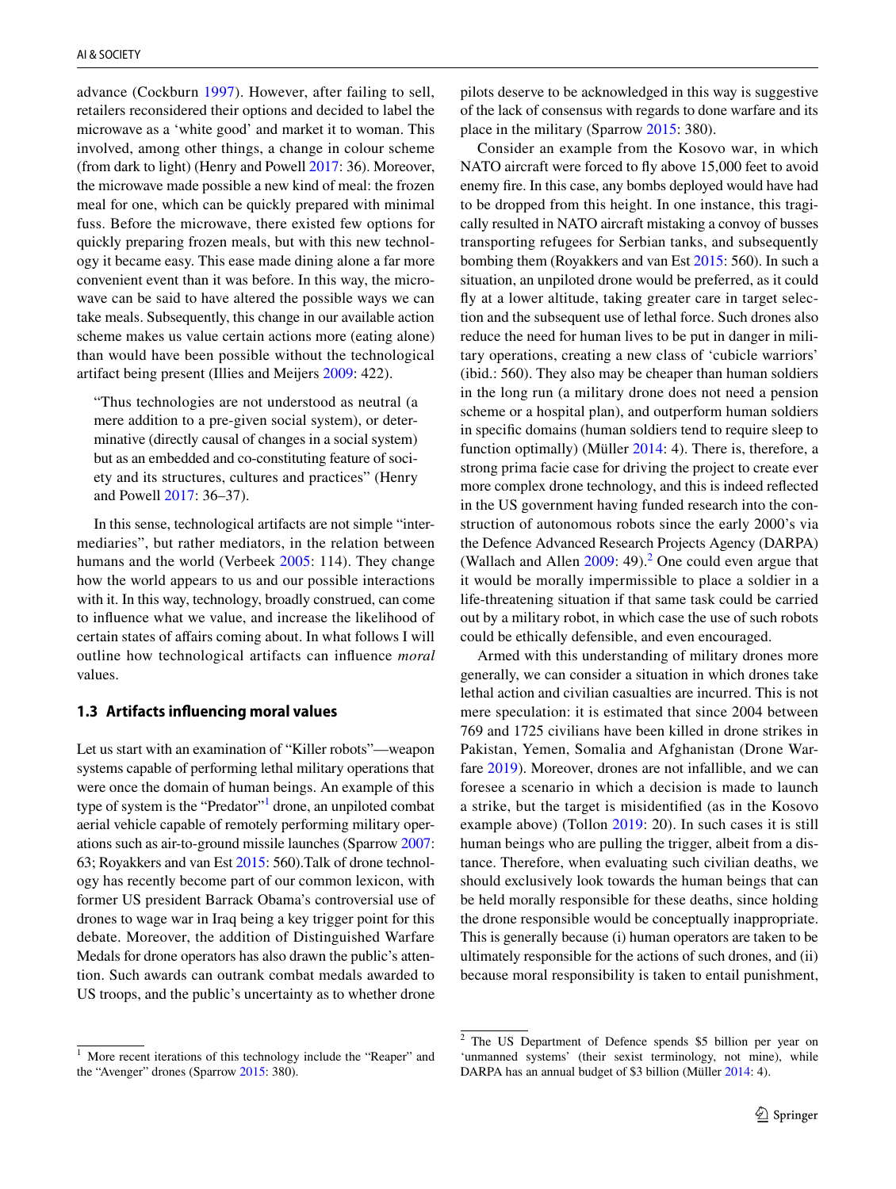advance (Cockburn 1997). However, after failing to sell, retailers reconsidered their options and decided to label the microwave as a 'white good' and market it to woman. This involved, among other things, a change in colour scheme (from dark to light) (Henry and Powell 2017: 36). Moreover, the microwave made possible a new kind of meal: the frozen meal for one, which can be quickly prepared with minimal fuss. Before the microwave, there existed few options for quickly preparing frozen meals, but with this new technology it became easy. This ease made dining alone a far more convenient event than it was before. In this way, the microwave can be said to have altered the possible ways we can take meals. Subsequently, this change in our available action scheme makes us value certain actions more (eating alone) than would have been possible without the technological artifact being present (Illies and Meijers 2009: 422).

> "Thus technologies are not understood as neutral (a mere addition to a pre-given social system), or determinative (directly causal of changes in a social system) but as an embedded and co-constituting feature of society and its structures, cultures and practices" (Henry and Powell 2017: 36–37).

In this sense, technological artifacts are not simple "intermediaries", but rather mediators, in the relation between humans and the world (Verbeek 2005: 114). They change how the world appears to us and our possible interactions with it. In this way, technology, broadly construed, can come to influence what we value, and increase the likelihood of certain states of affairs coming about. In what follows I will outline how technological artifacts can influence *moral* values.

### 1.3 Artifacts influencing moral values

Let us start with an examination of "Killer robots"—weapon systems capable of performing lethal military operations that were once the domain of human beings. An example of this type of system is the "Predator"[1] drone, an unpiloted combat aerial vehicle capable of remotely performing military operations such as air-to-ground missile launches (Sparrow 2007: 63; Royakkers and van Est 2015: 560).Talk of drone technology has recently become part of our common lexicon, with former US president Barrack Obama's controversial use of drones to wage war in Iraq being a key trigger point for this debate. Moreover, the addition of Distinguished Warfare Medals for drone operators has also drawn the public's attention. Such awards can outrank combat medals awarded to US troops, and the public's uncertainty as to whether drone pilots deserve to be acknowledged in this way is suggestive of the lack of consensus with regards to done warfare and its place in the military (Sparrow 2015: 380).

Consider an example from the Kosovo war, in which NATO aircraft were forced to fly above 15,000 feet to avoid enemy fire. In this case, any bombs deployed would have had to be dropped from this height. In one instance, this tragically resulted in NATO aircraft mistaking a convoy of busses transporting refugees for Serbian tanks, and subsequently bombing them (Royakkers and van Est 2015: 560). In such a situation, an unpiloted drone would be preferred, as it could fly at a lower altitude, taking greater care in target selection and the subsequent use of lethal force. Such drones also reduce the need for human lives to be put in danger in military operations, creating a new class of 'cubicle warriors' (ibid.: 560). They also may be cheaper than human soldiers in the long run (a military drone does not need a pension scheme or a hospital plan), and outperform human soldiers in specific domains (human soldiers tend to require sleep to function optimally) (Müller 2014: 4). There is, therefore, a strong prima facie case for driving the project to create ever more complex drone technology, and this is indeed reflected in the US government having funded research into the construction of autonomous robots since the early 2000's via the Defence Advanced Research Projects Agency (DARPA) (Wallach and Allen 2009: 49).[2] One could even argue that it would be morally impermissible to place a soldier in a life-threatening situation if that same task could be carried out by a military robot, in which case the use of such robots could be ethically defensible, and even encouraged.

Armed with this understanding of military drones more generally, we can consider a situation in which drones take lethal action and civilian casualties are incurred. This is not mere speculation: it is estimated that since 2004 between 769 and 1725 civilians have been killed in drone strikes in Pakistan, Yemen, Somalia and Afghanistan (Drone Warfare 2019). Moreover, drones are not infallible, and we can foresee a scenario in which a decision is made to launch a strike, but the target is misidentified (as in the Kosovo example above) (Tollon 2019: 20). In such cases it is still human beings who are pulling the trigger, albeit from a distance. Therefore, when evaluating such civilian deaths, we should exclusively look towards the human beings that can be held morally responsible for these deaths, since holding the drone responsible would be conceptually inappropriate. This is generally because (i) human operators are taken to be ultimately responsible for the actions of such drones, and (ii) because moral responsibility is taken to entail punishment,

---

[1] More recent iterations of this technology include the "Reaper" and the "Avenger" drones (Sparrow 2015: 380).

[2] The US Department of Defence spends $5 billion per year on 'unmanned systems' (their sexist terminology, not mine), while DARPA has an annual budget of $3 billion (Müller 2014: 4).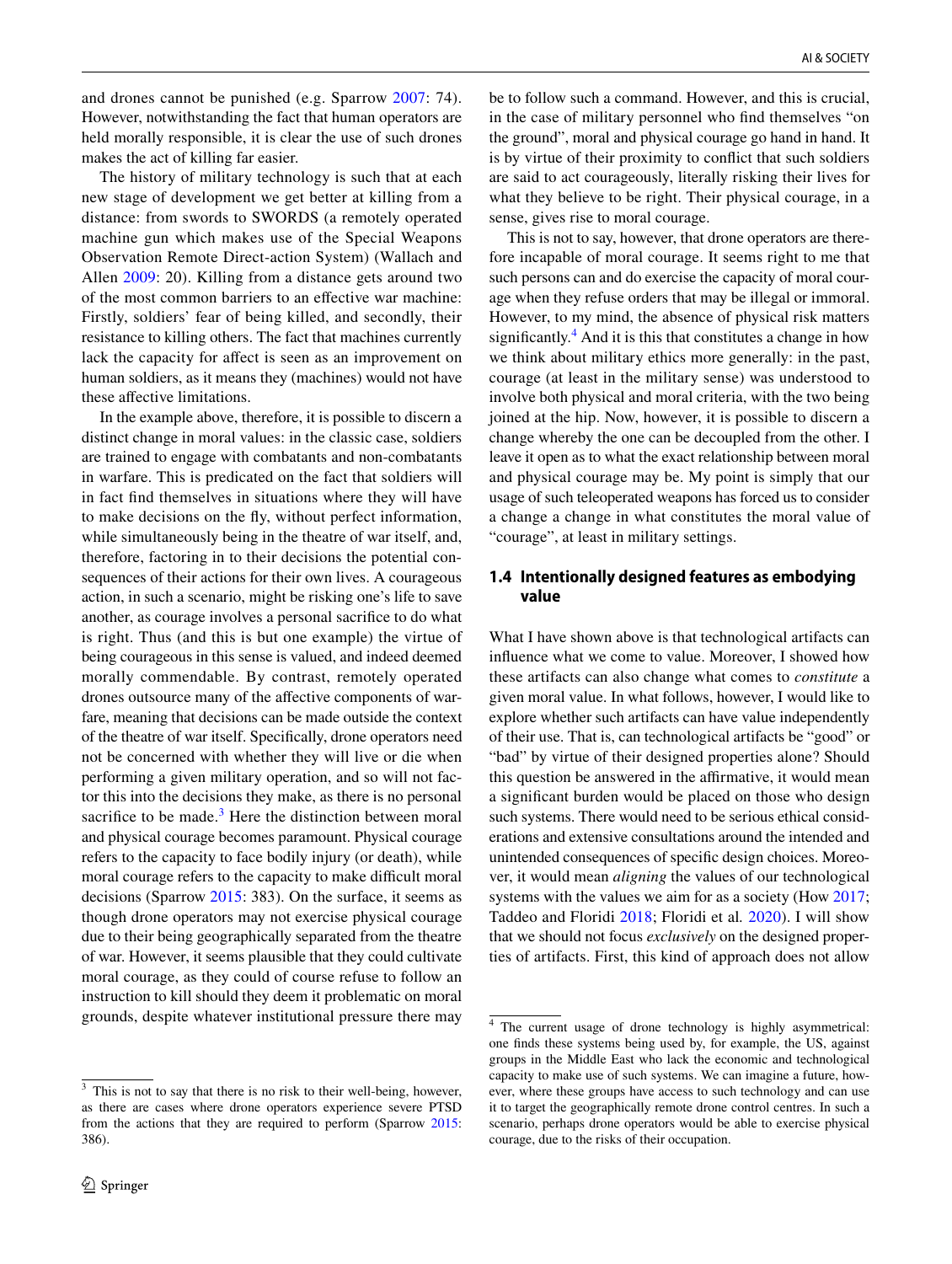and drones cannot be punished (e.g. Sparrow 2007: 74). However, notwithstanding the fact that human operators are held morally responsible, it is clear the use of such drones makes the act of killing far easier.

The history of military technology is such that at each new stage of development we get better at killing from a distance: from swords to SWORDS (a remotely operated machine gun which makes use of the Special Weapons Observation Remote Direct-action System) (Wallach and Allen 2009: 20). Killing from a distance gets around two of the most common barriers to an effective war machine: Firstly, soldiers' fear of being killed, and secondly, their resistance to killing others. The fact that machines currently lack the capacity for affect is seen as an improvement on human soldiers, as it means they (machines) would not have these affective limitations.

In the example above, therefore, it is possible to discern a distinct change in moral values: in the classic case, soldiers are trained to engage with combatants and non-combatants in warfare. This is predicated on the fact that soldiers will in fact find themselves in situations where they will have to make decisions on the fly, without perfect information, while simultaneously being in the theatre of war itself, and, therefore, factoring in to their decisions the potential consequences of their actions for their own lives. A courageous action, in such a scenario, might be risking one's life to save another, as courage involves a personal sacrifice to do what is right. Thus (and this is but one example) the virtue of being courageous in this sense is valued, and indeed deemed morally commendable. By contrast, remotely operated drones outsource many of the affective components of warfare, meaning that decisions can be made outside the context of the theatre of war itself. Specifically, drone operators need not be concerned with whether they will live or die when performing a given military operation, and so will not factor this into the decisions they make, as there is no personal sacrifice to be made.[3] Here the distinction between moral and physical courage becomes paramount. Physical courage refers to the capacity to face bodily injury (or death), while moral courage refers to the capacity to make difficult moral decisions (Sparrow 2015: 383). On the surface, it seems as though drone operators may not exercise physical courage due to their being geographically separated from the theatre of war. However, it seems plausible that they could cultivate moral courage, as they could of course refuse to follow an instruction to kill should they deem it problematic on moral grounds, despite whatever institutional pressure there may be to follow such a command. However, and this is crucial, in the case of military personnel who find themselves "on the ground", moral and physical courage go hand in hand. It is by virtue of their proximity to conflict that such soldiers are said to act courageously, literally risking their lives for what they believe to be right. Their physical courage, in a sense, gives rise to moral courage.

This is not to say, however, that drone operators are therefore incapable of moral courage. It seems right to me that such persons can and do exercise the capacity of moral courage when they refuse orders that may be illegal or immoral. However, to my mind, the absence of physical risk matters significantly.[4] And it is this that constitutes a change in how we think about military ethics more generally: in the past, courage (at least in the military sense) was understood to involve both physical and moral criteria, with the two being joined at the hip. Now, however, it is possible to discern a change whereby the one can be decoupled from the other. I leave it open as to what the exact relationship between moral and physical courage may be. My point is simply that our usage of such teleoperated weapons has forced us to consider a change a change in what constitutes the moral value of "courage", at least in military settings.

### 1.4 Intentionally designed features as embodying value

What I have shown above is that technological artifacts can influence what we come to value. Moreover, I showed how these artifacts can also change what comes to *constitute* a given moral value. In what follows, however, I would like to explore whether such artifacts can have value independently of their use. That is, can technological artifacts be "good" or "bad" by virtue of their designed properties alone? Should this question be answered in the affirmative, it would mean a significant burden would be placed on those who design such systems. There would need to be serious ethical considerations and extensive consultations around the intended and unintended consequences of specific design choices. Moreover, it would mean *aligning* the values of our technological systems with the values we aim for as a society (How 2017; Taddeo and Floridi 2018; Floridi et al. 2020). I will show that we should not focus *exclusively* on the designed properties of artifacts. First, this kind of approach does not allow

---

[3] This is not to say that there is no risk to their well-being, however, as there are cases where drone operators experience severe PTSD from the actions that they are required to perform (Sparrow 2015: 386).

[4] The current usage of drone technology is highly asymmetrical: one finds these systems being used by, for example, the US, against groups in the Middle East who lack the economic and technological capacity to make use of such systems. We can imagine a future, however, where these groups have access to such technology and can use it to target the geographically remote drone control centres. In such a scenario, perhaps drone operators would be able to exercise physical courage, due to the risks of their occupation.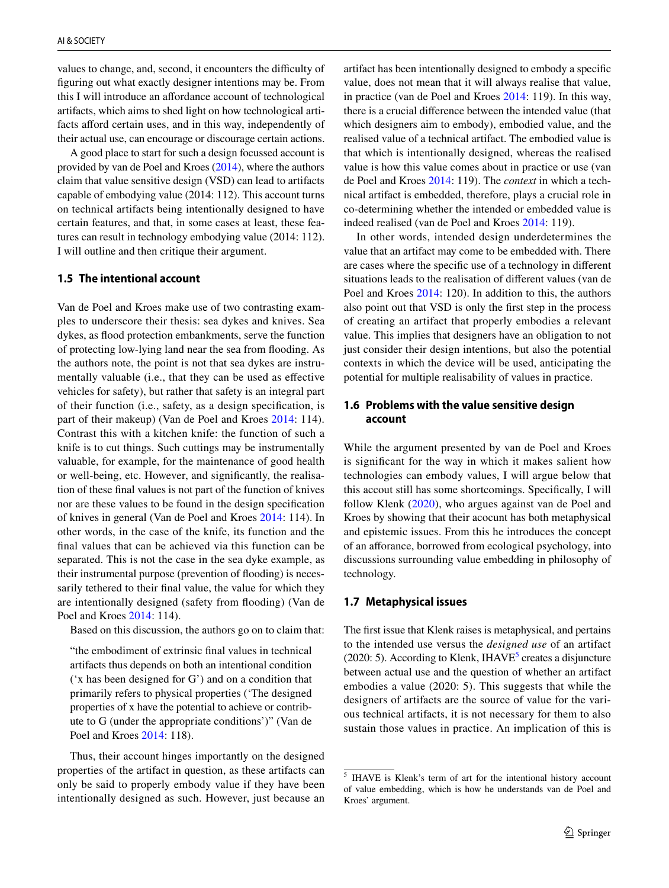values to change, and, second, it encounters the difficulty of figuring out what exactly designer intentions may be. From this I will introduce an affordance account of technological artifacts, which aims to shed light on how technological artifacts afford certain uses, and in this way, independently of their actual use, can encourage or discourage certain actions.

A good place to start for such a design focussed account is provided by van de Poel and Kroes (2014), where the authors claim that value sensitive design (VSD) can lead to artifacts capable of embodying value (2014: 112). This account turns on technical artifacts being intentionally designed to have certain features, and that, in some cases at least, these features can result in technology embodying value (2014: 112). I will outline and then critique their argument.

### 1.5 The intentional account

Van de Poel and Kroes make use of two contrasting examples to underscore their thesis: sea dykes and knives. Sea dykes, as flood protection embankments, serve the function of protecting low-lying land near the sea from flooding. As the authors note, the point is not that sea dykes are instrumentally valuable (i.e., that they can be used as effective vehicles for safety), but rather that safety is an integral part of their function (i.e., safety, as a design specification, is part of their makeup) (Van de Poel and Kroes 2014: 114). Contrast this with a kitchen knife: the function of such a knife is to cut things. Such cuttings may be instrumentally valuable, for example, for the maintenance of good health or well-being, etc. However, and significantly, the realisation of these final values is not part of the function of knives nor are these values to be found in the design specification of knives in general (Van de Poel and Kroes 2014: 114). In other words, in the case of the knife, its function and the final values that can be achieved via this function can be separated. This is not the case in the sea dyke example, as their instrumental purpose (prevention of flooding) is necessarily tethered to their final value, the value for which they are intentionally designed (safety from flooding) (Van de Poel and Kroes 2014: 114).

Based on this discussion, the authors go on to claim that:

> "the embodiment of extrinsic final values in technical artifacts thus depends on both an intentional condition ('x has been designed for G') and on a condition that primarily refers to physical properties ('The designed properties of x have the potential to achieve or contribute to G (under the appropriate conditions')" (Van de Poel and Kroes 2014: 118).

Thus, their account hinges importantly on the designed properties of the artifact in question, as these artifacts can only be said to properly embody value if they have been intentionally designed as such. However, just because an artifact has been intentionally designed to embody a specific value, does not mean that it will always realise that value, in practice (van de Poel and Kroes 2014: 119). In this way, there is a crucial difference between the intended value (that which designers aim to embody), embodied value, and the realised value of a technical artifact. The embodied value is that which is intentionally designed, whereas the realised value is how this value comes about in practice or use (van de Poel and Kroes 2014: 119). The *context* in which a technical artifact is embedded, therefore, plays a crucial role in co-determining whether the intended or embedded value is indeed realised (van de Poel and Kroes 2014: 119).

In other words, intended design underdetermines the value that an artifact may come to be embedded with. There are cases where the specific use of a technology in different situations leads to the realisation of different values (van de Poel and Kroes 2014: 120). In addition to this, the authors also point out that VSD is only the first step in the process of creating an artifact that properly embodies a relevant value. This implies that designers have an obligation to not just consider their design intentions, but also the potential contexts in which the device will be used, anticipating the potential for multiple realisability of values in practice.

### 1.6 Problems with the value sensitive design account

While the argument presented by van de Poel and Kroes is significant for the way in which it makes salient how technologies can embody values, I will argue below that this account still has some shortcomings. Specifically, I will follow Klenk (2020), who argues against van de Poel and Kroes by showing that their account has both metaphysical and epistemic issues. From this he introduces the concept of an afforance, borrowed from ecological psychology, into discussions surrounding value embedding in philosophy of technology.

### 1.7 Metaphysical issues

The first issue that Klenk raises is metaphysical, and pertains to the intended use versus the *designed use* of an artifact (2020: 5). According to Klenk, IHAVE[5] creates a disjuncture between actual use and the question of whether an artifact embodies a value (2020: 5). This suggests that while the designers of artifacts are the source of value for the various technical artifacts, it is not necessary for them to also sustain those values in practice. An implication of this is

[5] IHAVE is Klenk's term of art for the intentional history account of value embedding, which is how he understands van de Poel and Kroes' argument.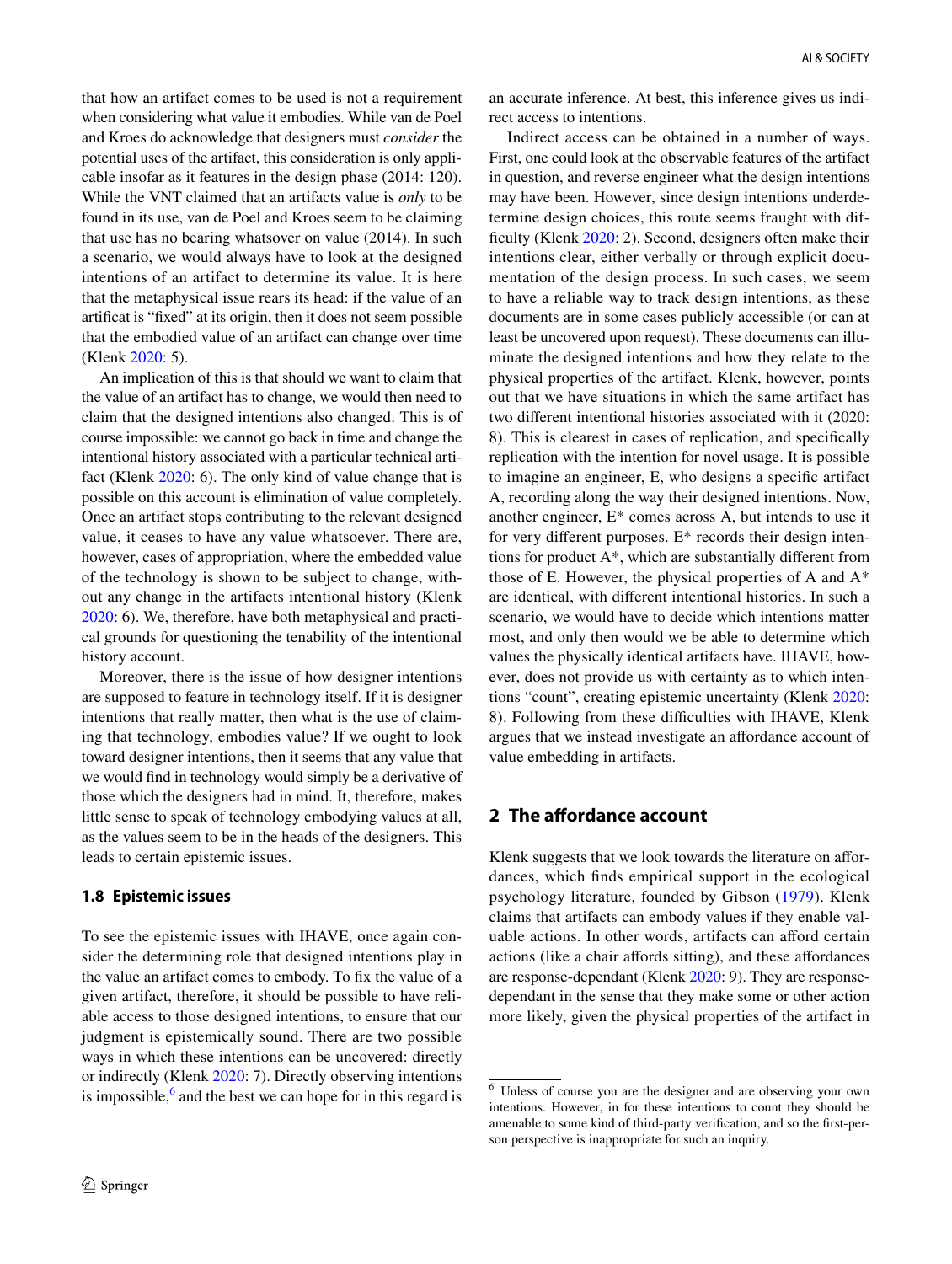that how an artifact comes to be used is not a requirement when considering what value it embodies. While van de Poel and Kroes do acknowledge that designers must *consider* the potential uses of the artifact, this consideration is only applicable insofar as it features in the design phase (2014: 120). While the VNT claimed that an artifacts value is *only* to be found in its use, van de Poel and Kroes seem to be claiming that use has no bearing whatsoever on value (2014). In such a scenario, we would always have to look at the designed intentions of an artifact to determine its value. It is here that the metaphysical issue rears its head: if the value of an artificat is "fixed" at its origin, then it does not seem possible that the embodied value of an artifact can change over time (Klenk 2020: 5).

An implication of this is that should we want to claim that the value of an artifact has to change, we would then need to claim that the designed intentions also changed. This is of course impossible: we cannot go back in time and change the intentional history associated with a particular technical artifact (Klenk 2020: 6). The only kind of value change that is possible on this account is elimination of value completely. Once an artifact stops contributing to the relevant designed value, it ceases to have any value whatsoever. There are, however, cases of appropriation, where the embedded value of the technology is shown to be subject to change, without any change in the artifacts intentional history (Klenk 2020: 6). We, therefore, have both metaphysical and practical grounds for questioning the tenability of the intentional history account.

Moreover, there is the issue of how designer intentions are supposed to feature in technology itself. If it is designer intentions that really matter, then what is the use of claiming that technology, embodies value? If we ought to look toward designer intentions, then it seems that any value that we would find in technology would simply be a derivative of those which the designers had in mind. It, therefore, makes little sense to speak of technology embodying values at all, as the values seem to be in the heads of the designers. This leads to certain epistemic issues.

### 1.8 Epistemic issues

To see the epistemic issues with IHAVE, once again consider the determining role that designed intentions play in the value an artifact comes to embody. To fix the value of a given artifact, therefore, it should be possible to have reliable access to those designed intentions, to ensure that our judgment is epistemically sound. There are two possible ways in which these intentions can be uncovered: directly or indirectly (Klenk 2020: 7). Directly observing intentions is impossible,[6] and the best we can hope for in this regard is an accurate inference. At best, this inference gives us indirect access to intentions.

Indirect access can be obtained in a number of ways. First, one could look at the observable features of the artifact in question, and reverse engineer what the design intentions may have been. However, since design intentions underdetermine design choices, this route seems fraught with difficulty (Klenk 2020: 2). Second, designers often make their intentions clear, either verbally or through explicit documentation of the design process. In such cases, we seem to have a reliable way to track design intentions, as these documents are in some cases publicly accessible (or can at least be uncovered upon request). These documents can illuminate the designed intentions and how they relate to the physical properties of the artifact. Klenk, however, points out that we have situations in which the same artifact has two different intentional histories associated with it (2020: 8). This is clearest in cases of replication, and specifically replication with the intention for novel usage. It is possible to imagine an engineer, E, who designs a specific artifact A, recording along the way their designed intentions. Now, another engineer, E* comes across A, but intends to use it for very different purposes. E* records their design intentions for product A*, which are substantially different from those of E. However, the physical properties of A and A* are identical, with different intentional histories. In such a scenario, we would have to decide which intentions matter most, and only then would we be able to determine which values the physically identical artifacts have. IHAVE, however, does not provide us with certainty as to which intentions "count", creating epistemic uncertainty (Klenk 2020: 8). Following from these difficulties with IHAVE, Klenk argues that we instead investigate an affordance account of value embedding in artifacts.

## 2 The affordance account

Klenk suggests that we look towards the literature on affordances, which finds empirical support in the ecological psychology literature, founded by Gibson (1979). Klenk claims that artifacts can embody values if they enable valuable actions. In other words, artifacts can afford certain actions (like a chair affords sitting), and these affordances are response-dependant (Klenk 2020: 9). They are response-dependant in the sense that they make some or other action more likely, given the physical properties of the artifact in

---

[6] Unless of course you are the designer and are observing your own intentions. However, in for these intentions to count they should be amenable to some kind of third-party verification, and so the first-person perspective is inappropriate for such an inquiry.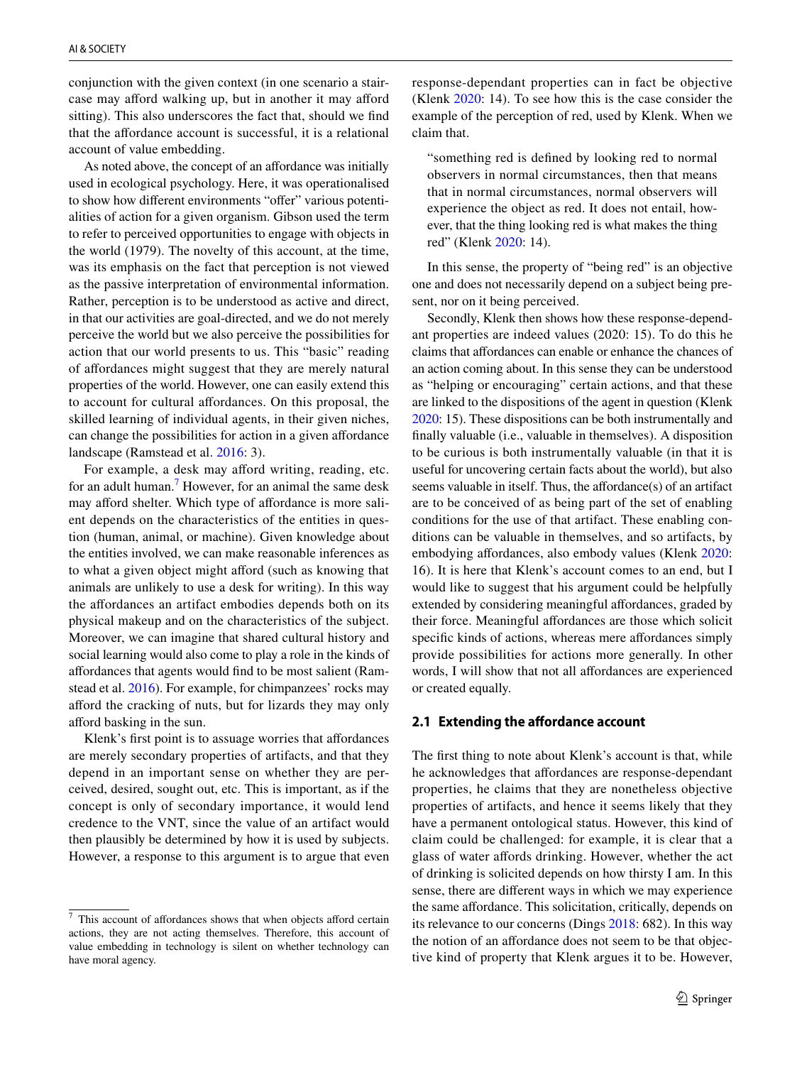conjunction with the given context (in one scenario a staircase may afford walking up, but in another it may afford sitting). This also underscores the fact that, should we find that the affordance account is successful, it is a relational account of value embedding.

As noted above, the concept of an affordance was initially used in ecological psychology. Here, it was operationalised to show how different environments "offer" various potentialities of action for a given organism. Gibson used the term to refer to perceived opportunities to engage with objects in the world (1979). The novelty of this account, at the time, was its emphasis on the fact that perception is not viewed as the passive interpretation of environmental information. Rather, perception is to be understood as active and direct, in that our activities are goal-directed, and we do not merely perceive the world but we also perceive the possibilities for action that our world presents to us. This "basic" reading of affordances might suggest that they are merely natural properties of the world. However, one can easily extend this to account for cultural affordances. On this proposal, the skilled learning of individual agents, in their given niches, can change the possibilities for action in a given affordance landscape (Ramstead et al. 2016: 3).

For example, a desk may afford writing, reading, etc. for an adult human.[7] However, for an animal the same desk may afford shelter. Which type of affordance is more salient depends on the characteristics of the entities in question (human, animal, or machine). Given knowledge about the entities involved, we can make reasonable inferences as to what a given object might afford (such as knowing that animals are unlikely to use a desk for writing). In this way the affordances an artifact embodies depends both on its physical makeup and on the characteristics of the subject. Moreover, we can imagine that shared cultural history and social learning would also come to play a role in the kinds of affordances that agents would find to be most salient (Ramstead et al. 2016). For example, for chimpanzees' rocks may afford the cracking of nuts, but for lizards they may only afford basking in the sun.

Klenk's first point is to assuage worries that affordances are merely secondary properties of artifacts, and that they depend in an important sense on whether they are perceived, desired, sought out, etc. This is important, as if the concept is only of secondary importance, it would lend credence to the VNT, since the value of an artifact would then plausibly be determined by how it is used by subjects. However, a response to this argument is to argue that even response-dependant properties can in fact be objective (Klenk 2020: 14). To see how this is the case consider the example of the perception of red, used by Klenk. When we claim that.

> "something red is defined by looking red to normal observers in normal circumstances, then that means that in normal circumstances, normal observers will experience the object as red. It does not entail, however, that the thing looking red is what makes the thing red" (Klenk 2020: 14).

In this sense, the property of "being red" is an objective one and does not necessarily depend on a subject being present, nor on it being perceived.

Secondly, Klenk then shows how these response-dependant properties are indeed values (2020: 15). To do this he claims that affordances can enable or enhance the chances of an action coming about. In this sense they can be understood as "helping or encouraging" certain actions, and that these are linked to the dispositions of the agent in question (Klenk 2020: 15). These dispositions can be both instrumentally and finally valuable (i.e., valuable in themselves). A disposition to be curious is both instrumentally valuable (in that it is useful for uncovering certain facts about the world), but also seems valuable in itself. Thus, the affordance(s) of an artifact are to be conceived of as being part of the set of enabling conditions for the use of that artifact. These enabling conditions can be valuable in themselves, and so artifacts, by embodying affordances, also embody values (Klenk 2020: 16). It is here that Klenk's account comes to an end, but I would like to suggest that his argument could be helpfully extended by considering meaningful affordances, graded by their force. Meaningful affordances are those which solicit specific kinds of actions, whereas mere affordances simply provide possibilities for actions more generally. In other words, I will show that not all affordances are experienced or created equally.

### 2.1 Extending the affordance account

The first thing to note about Klenk's account is that, while he acknowledges that affordances are response-dependant properties, he claims that they are nonetheless objective properties of artifacts, and hence it seems likely that they have a permanent ontological status. However, this kind of claim could be challenged: for example, it is clear that a glass of water affords drinking. However, whether the act of drinking is solicited depends on how thirsty I am. In this sense, there are different ways in which we may experience the same affordance. This solicitation, critically, depends on its relevance to our concerns (Dings 2018: 682). In this way the notion of an affordance does not seem to be that objective kind of property that Klenk argues it to be. However,

[7] This account of affordances shows that when objects afford certain actions, they are not acting themselves. Therefore, this account of value embedding in technology is silent on whether technology can have moral agency.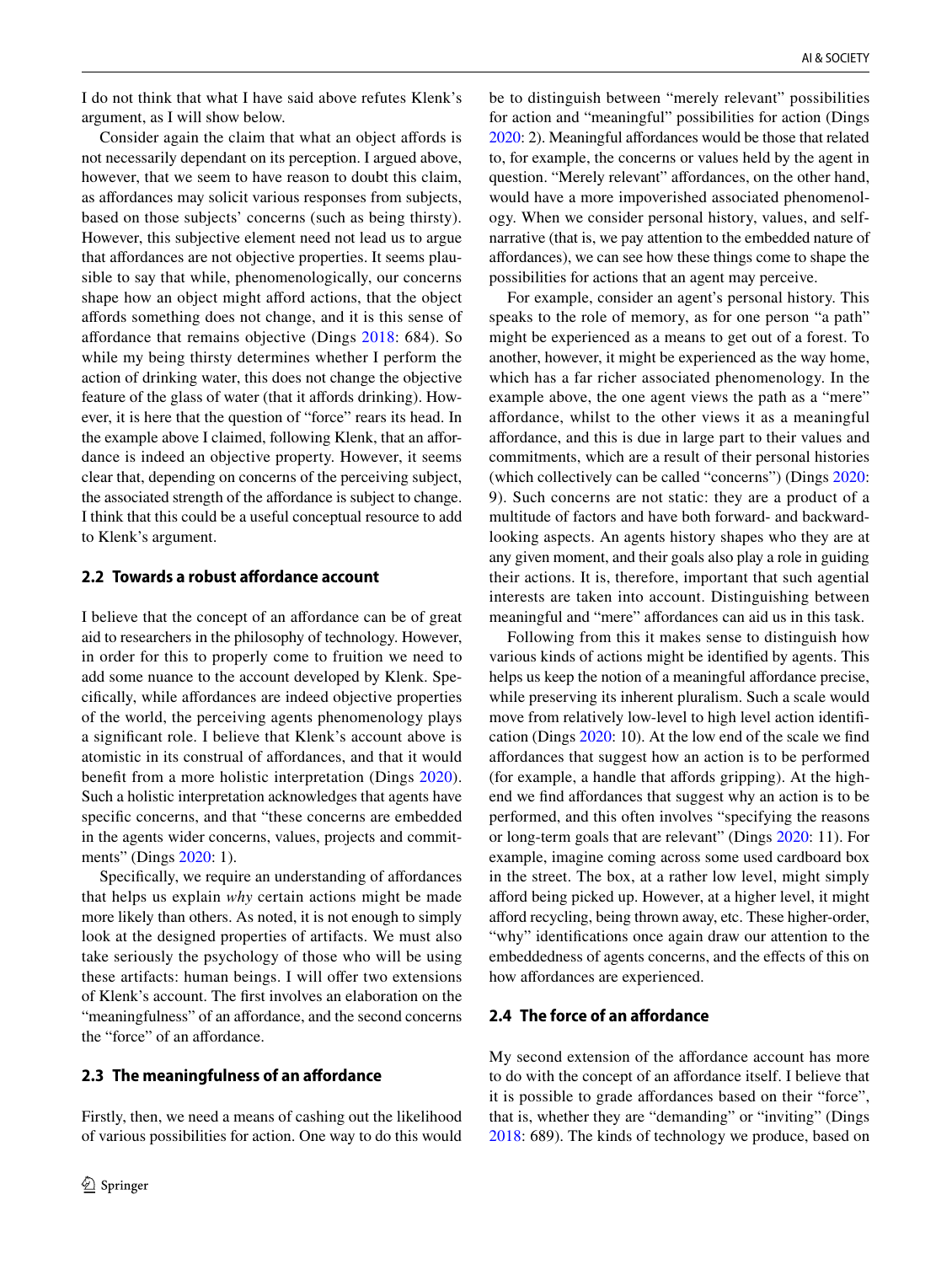I do not think that what I have said above refutes Klenk's argument, as I will show below.

Consider again the claim that what an object affords is not necessarily dependant on its perception. I argued above, however, that we seem to have reason to doubt this claim, as affordances may solicit various responses from subjects, based on those subjects' concerns (such as being thirsty). However, this subjective element need not lead us to argue that affordances are not objective properties. It seems plausible to say that while, phenomenologically, our concerns shape how an object might afford actions, that the object affords something does not change, and it is this sense of affordance that remains objective (Dings 2018: 684). So while my being thirsty determines whether I perform the action of drinking water, this does not change the objective feature of the glass of water (that it affords drinking). However, it is here that the question of "force" rears its head. In the example above I claimed, following Klenk, that an affordance is indeed an objective property. However, it seems clear that, depending on concerns of the perceiving subject, the associated strength of the affordance is subject to change. I think that this could be a useful conceptual resource to add to Klenk's argument.

## 2.2 Towards a robust affordance account

I believe that the concept of an affordance can be of great aid to researchers in the philosophy of technology. However, in order for this to properly come to fruition we need to add some nuance to the account developed by Klenk. Specifically, while affordances are indeed objective properties of the world, the perceiving agents phenomenology plays a significant role. I believe that Klenk's account above is atomistic in its construal of affordances, and that it would benefit from a more holistic interpretation (Dings 2020). Such a holistic interpretation acknowledges that agents have specific concerns, and that "these concerns are embedded in the agents wider concerns, values, projects and commitments" (Dings 2020: 1).

Specifically, we require an understanding of affordances that helps us explain *why* certain actions might be made more likely than others. As noted, it is not enough to simply look at the designed properties of artifacts. We must also take seriously the psychology of those who will be using these artifacts: human beings. I will offer two extensions of Klenk's account. The first involves an elaboration on the "meaningfulness" of an affordance, and the second concerns the "force" of an affordance.

## 2.3 The meaningfulness of an affordance

Firstly, then, we need a means of cashing out the likelihood of various possibilities for action. One way to do this would be to distinguish between "merely relevant" possibilities for action and "meaningful" possibilities for action (Dings 2020: 2). Meaningful affordances would be those that related to, for example, the concerns or values held by the agent in question. "Merely relevant" affordances, on the other hand, would have a more impoverished associated phenomenology. When we consider personal history, values, and self-narrative (that is, we pay attention to the embedded nature of affordances), we can see how these things come to shape the possibilities for actions that an agent may perceive.

For example, consider an agent's personal history. This speaks to the role of memory, as for one person "a path" might be experienced as a means to get out of a forest. To another, however, it might be experienced as the way home, which has a far richer associated phenomenology. In the example above, the one agent views the path as a "mere" affordance, whilst to the other views it as a meaningful affordance, and this is due in large part to their values and commitments, which are a result of their personal histories (which collectively can be called "concerns") (Dings 2020: 9). Such concerns are not static: they are a product of a multitude of factors and have both forward- and backward-looking aspects. An agents history shapes who they are at any given moment, and their goals also play a role in guiding their actions. It is, therefore, important that such agential interests are taken into account. Distinguishing between meaningful and "mere" affordances can aid us in this task.

Following from this it makes sense to distinguish how various kinds of actions might be identified by agents. This helps us keep the notion of a meaningful affordance precise, while preserving its inherent pluralism. Such a scale would move from relatively low-level to high level action identification (Dings 2020: 10). At the low end of the scale we find affordances that suggest how an action is to be performed (for example, a handle that affords gripping). At the high-end we find affordances that suggest why an action is to be performed, and this often involves "specifying the reasons or long-term goals that are relevant" (Dings 2020: 11). For example, imagine coming across some used cardboard box in the street. The box, at a rather low level, might simply afford being picked up. However, at a higher level, it might afford recycling, being thrown away, etc. These higher-order, "why" identifications once again draw our attention to the embeddedness of agents concerns, and the effects of this on how affordances are experienced.

## 2.4 The force of an affordance

My second extension of the affordance account has more to do with the concept of an affordance itself. I believe that it is possible to grade affordances based on their "force", that is, whether they are "demanding" or "inviting" (Dings 2018: 689). The kinds of technology we produce, based on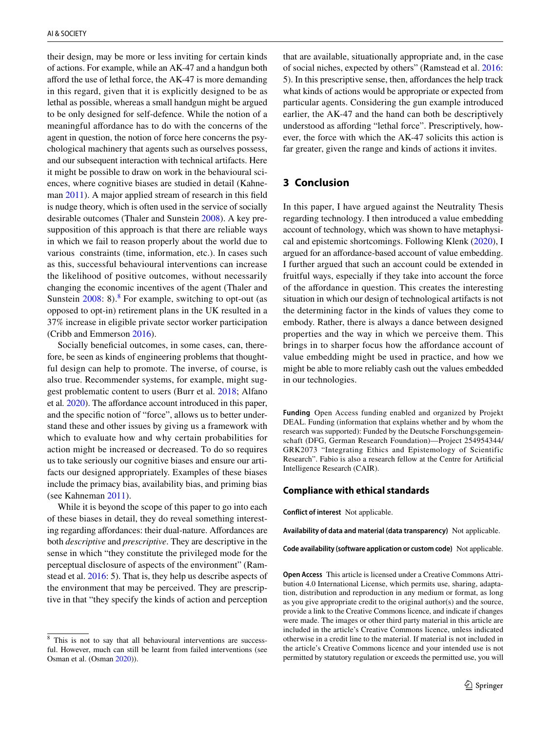their design, may be more or less inviting for certain kinds of actions. For example, while an AK-47 and a handgun both afford the use of lethal force, the AK-47 is more demanding in this regard, given that it is explicitly designed to be as lethal as possible, whereas a small handgun might be argued to be only designed for self-defence. While the notion of a meaningful affordance has to do with the concerns of the agent in question, the notion of force here concerns the psychological machinery that agents such as ourselves possess, and our subsequent interaction with technical artifacts. Here it might be possible to draw on work in the behavioural sciences, where cognitive biases are studied in detail (Kahneman 2011). A major applied stream of research in this field is nudge theory, which is often used in the service of socially desirable outcomes (Thaler and Sunstein 2008). A key presupposition of this approach is that there are reliable ways in which we fail to reason properly about the world due to various constraints (time, information, etc.). In cases such as this, successful behavioural interventions can increase the likelihood of positive outcomes, without necessarily changing the economic incentives of the agent (Thaler and Sunstein 2008: 8).[8] For example, switching to opt-out (as opposed to opt-in) retirement plans in the UK resulted in a 37% increase in eligible private sector worker participation (Cribb and Emmerson 2016).

Socially beneficial outcomes, in some cases, can, therefore, be seen as kinds of engineering problems that thoughtful design can help to promote. The inverse, of course, is also true. Recommender systems, for example, might suggest problematic content to users (Burr et al. 2018; Alfano et al. 2020). The affordance account introduced in this paper, and the specific notion of "force", allows us to better understand these and other issues by giving us a framework with which to evaluate how and why certain probabilities for action might be increased or decreased. To do so requires us to take seriously our cognitive biases and ensure our artifacts our designed appropriately. Examples of these biases include the primacy bias, availability bias, and priming bias (see Kahneman 2011).

While it is beyond the scope of this paper to go into each of these biases in detail, they do reveal something interesting regarding affordances: their dual-nature. Affordances are both *descriptive* and *prescriptive*. They are descriptive in the sense in which "they constitute the privileged mode for the perceptual disclosure of aspects of the environment" (Ramstead et al. 2016: 5). That is, they help us describe aspects of the environment that may be perceived. They are prescriptive in that "they specify the kinds of action and perception that are available, situationally appropriate and, in the case of social niches, expected by others" (Ramstead et al. 2016: 5). In this prescriptive sense, then, affordances the help track what kinds of actions would be appropriate or expected from particular agents. Considering the gun example introduced earlier, the AK-47 and the hand can both be descriptively understood as affording "lethal force". Prescriptively, however, the force with which the AK-47 solicits this action is far greater, given the range and kinds of actions it invites.

## 3 Conclusion

In this paper, I have argued against the Neutrality Thesis regarding technology. I then introduced a value embedding account of technology, which was shown to have metaphysical and epistemic shortcomings. Following Klenk (2020), I argued for an affordance-based account of value embedding. I further argued that such an account could be extended in fruitful ways, especially if they take into account the force of the affordance in question. This creates the interesting situation in which our design of technological artifacts is not the determining factor in the kinds of values they come to embody. Rather, there is always a dance between designed properties and the way in which we perceive them. This brings in to sharper focus how the affordance account of value embedding might be used in practice, and how we might be able to more reliably cash out the values embedded in our technologies.

**Funding** Open Access funding enabled and organized by Projekt DEAL. Funding (information that explains whether and by whom the research was supported): Funded by the Deutsche Forschungsgemeinschaft (DFG, German Research Foundation)—Project 254954344/GRK2073 "Integrating Ethics and Epistemology of Scientific Research". Fabio is also a research fellow at the Centre for Artificial Intelligence Research (CAIR).

### Compliance with ethical standards

**Conflict of interest** Not applicable.

**Availability of data and material (data transparency)** Not applicable.

**Code availability (software application or custom code)** Not applicable.

**Open Access** This article is licensed under a Creative Commons Attribution 4.0 International License, which permits use, sharing, adaptation, distribution and reproduction in any medium or format, as long as you give appropriate credit to the original author(s) and the source, provide a link to the Creative Commons licence, and indicate if changes were made. The images or other third party material in this article are included in the article's Creative Commons licence, unless indicated otherwise in a credit line to the material. If material is not included in the article's Creative Commons licence and your intended use is not permitted by statutory regulation or exceeds the permitted use, you will

[8] This is not to say that all behavioural interventions are successful. However, much can still be learnt from failed interventions (see Osman et al. (Osman 2020)).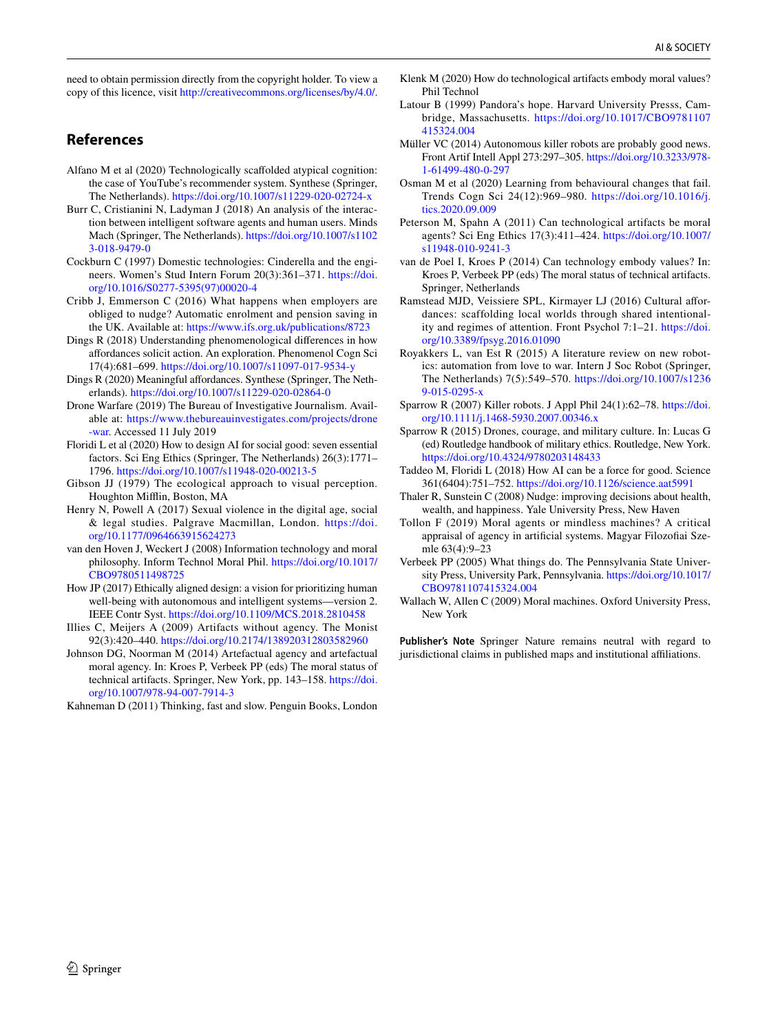need to obtain permission directly from the copyright holder. To view a copy of this licence, visit http://creativecommons.org/licenses/by/4.0/.

## References

Alfano M et al (2020) Technologically scaffolded atypical cognition: the case of YouTube's recommender system. Synthese (Springer, The Netherlands). https://doi.org/10.1007/s11229-020-02724-x

Burr C, Cristianini N, Ladyman J (2018) An analysis of the interaction between intelligent software agents and human users. Minds Mach (Springer, The Netherlands). https://doi.org/10.1007/s11023-018-9479-0

Cockburn C (1997) Domestic technologies: Cinderella and the engineers. Women's Stud Intern Forum 20(3):361–371. https://doi.org/10.1016/S0277-5395(97)00020-4

Cribb J, Emmerson C (2016) What happens when employers are obliged to nudge? Automatic enrolment and pension saving in the UK. Available at: https://www.ifs.org.uk/publications/8723

Dings R (2018) Understanding phenomenological differences in how affordances solicit action. An exploration. Phenomenol Cogn Sci 17(4):681–699. https://doi.org/10.1007/s11097-017-9534-y

Dings R (2020) Meaningful affordances. Synthese (Springer, The Netherlands). https://doi.org/10.1007/s11229-020-02864-0

Drone Warfare (2019) The Bureau of Investigative Journalism. Available at: https://www.thebureauinvestigates.com/projects/drone-war. Accessed 11 July 2019

Floridi L et al (2020) How to design AI for social good: seven essential factors. Sci Eng Ethics (Springer, The Netherlands) 26(3):1771–1796. https://doi.org/10.1007/s11948-020-00213-5

Gibson JJ (1979) The ecological approach to visual perception. Houghton Mifflin, Boston, MA

Henry N, Powell A (2017) Sexual violence in the digital age, social & legal studies. Palgrave Macmillan, London. https://doi.org/10.1177/0964663915624273

van den Hoven J, Weckert J (2008) Information technology and moral philosophy. Inform Technol Moral Phil. https://doi.org/10.1017/CBO9780511498725

How JP (2017) Ethically aligned design: a vision for prioritizing human well-being with autonomous and intelligent systems—version 2. IEEE Contr Syst. https://doi.org/10.1109/MCS.2018.2810458

Illies C, Meijers A (2009) Artifacts without agency. The Monist 92(3):420–440. https://doi.org/10.2174/138920312803582960

Johnson DG, Noorman M (2014) Artefactual agency and artefactual moral agency. In: Kroes P, Verbeek PP (eds) The moral status of technical artifacts. Springer, New York, pp. 143–158. https://doi.org/10.1007/978-94-007-7914-3

Kahneman D (2011) Thinking, fast and slow. Penguin Books, London

Klenk M (2020) How do technological artifacts embody moral values? Phil Technol

Latour B (1999) Pandora's hope. Harvard University Presss, Cambridge, Massachusetts. https://doi.org/10.1017/CBO9781107415324.004

Müller VC (2014) Autonomous killer robots are probably good news. Front Artif Intell Appl 273:297–305. https://doi.org/10.3233/978-1-61499-480-0-297

Osman M et al (2020) Learning from behavioural changes that fail. Trends Cogn Sci 24(12):969–980. https://doi.org/10.1016/j.tics.2020.09.009

Peterson M, Spahn A (2011) Can technological artifacts be moral agents? Sci Eng Ethics 17(3):411–424. https://doi.org/10.1007/s11948-010-9241-3

van de Poel I, Kroes P (2014) Can technology embody values? In: Kroes P, Verbeek PP (eds) The moral status of technical artifacts. Springer, Netherlands

Ramstead MJD, Veissiere SPL, Kirmayer LJ (2016) Cultural affordances: scaffolding local worlds through shared intentionality and regimes of attention. Front Psychol 7:1–21. https://doi.org/10.3389/fpsyg.2016.01090

Royakkers L, van Est R (2015) A literature review on new robotics: automation from love to war. Intern J Soc Robot (Springer, The Netherlands) 7(5):549–570. https://doi.org/10.1007/s12369-015-0295-x

Sparrow R (2007) Killer robots. J Appl Phil 24(1):62–78. https://doi.org/10.1111/j.1468-5930.2007.00346.x

Sparrow R (2015) Drones, courage, and military culture. In: Lucas G (ed) Routledge handbook of military ethics. Routledge, New York. https://doi.org/10.4324/9780203148433

Taddeo M, Floridi L (2018) How AI can be a force for good. Science 361(6404):751–752. https://doi.org/10.1126/science.aat5991

Thaler R, Sunstein C (2008) Nudge: improving decisions about health, wealth, and happiness. Yale University Press, New Haven

Tollon F (2019) Moral agents or mindless machines? A critical appraisal of agency in artificial systems. Magyar Filozofiai Szemle 63(4):9–23

Verbeek PP (2005) What things do. The Pennsylvania State University Press, University Park, Pennsylvania. https://doi.org/10.1017/CBO9781107415324.004

Wallach W, Allen C (2009) Moral machines. Oxford University Press, New York

**Publisher's Note** Springer Nature remains neutral with regard to jurisdictional claims in published maps and institutional affiliations.